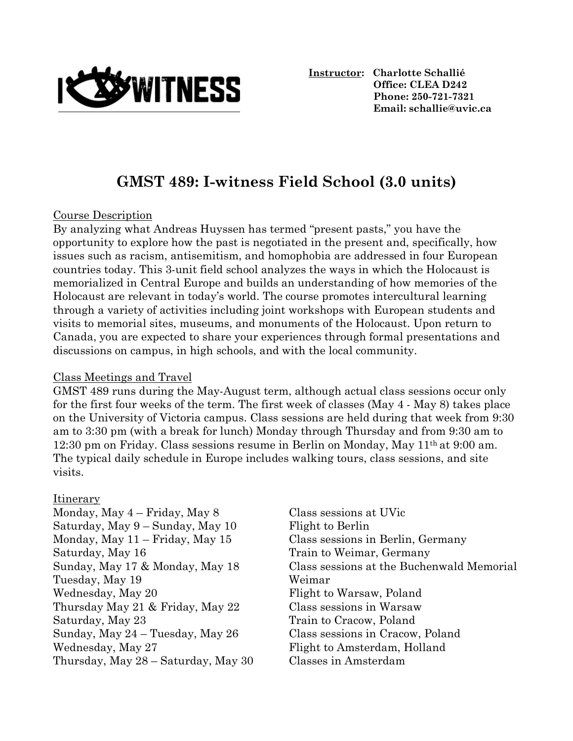**Instructor:** **Charlotte Schallié**
**Office: CLEA D242**
**Phone: 250-721-7321**
**Email: schallie@uvic.ca**

# GMST 489: I-witness Field School (3.0 units)

## Course Description

By analyzing what Andreas Huyssen has termed "present pasts," you have the opportunity to explore how the past is negotiated in the present and, specifically, how issues such as racism, antisemitism, and homophobia are addressed in four European countries today. This 3-unit field school analyzes the ways in which the Holocaust is memorialized in Central Europe and builds an understanding of how memories of the Holocaust are relevant in today's world. The course promotes intercultural learning through a variety of activities including joint workshops with European students and visits to memorial sites, museums, and monuments of the Holocaust. Upon return to Canada, you are expected to share your experiences through formal presentations and discussions on campus, in high schools, and with the local community.

## Class Meetings and Travel

GMST 489 runs during the May-August term, although actual class sessions occur only for the first four weeks of the term. The first week of classes (May 4 - May 8) takes place on the University of Victoria campus. Class sessions are held during that week from 9:30 am to 3:30 pm (with a break for lunch) Monday through Thursday and from 9:30 am to 12:30 pm on Friday. Class sessions resume in Berlin on Monday, May 11th at 9:00 am. The typical daily schedule in Europe includes walking tours, class sessions, and site visits.

## Itinerary

| | |
|---|---|
| Monday, May 4 – Friday, May 8 | Class sessions at UVic |
| Saturday, May 9 – Sunday, May 10 | Flight to Berlin |
| Monday, May 11 – Friday, May 15 | Class sessions in Berlin, Germany |
| Saturday, May 16 | Train to Weimar, Germany |
| Sunday, May 17 & Monday, May 18 | Class sessions at the Buchenwald Memorial |
| Tuesday, May 19 | Weimar |
| Wednesday, May 20 | Flight to Warsaw, Poland |
| Thursday May 21 & Friday, May 22 | Class sessions in Warsaw |
| Saturday, May 23 | Train to Cracow, Poland |
| Sunday, May 24 – Tuesday, May 26 | Class sessions in Cracow, Poland |
| Wednesday, May 27 | Flight to Amsterdam, Holland |
| Thursday, May 28 – Saturday, May 30 | Classes in Amsterdam |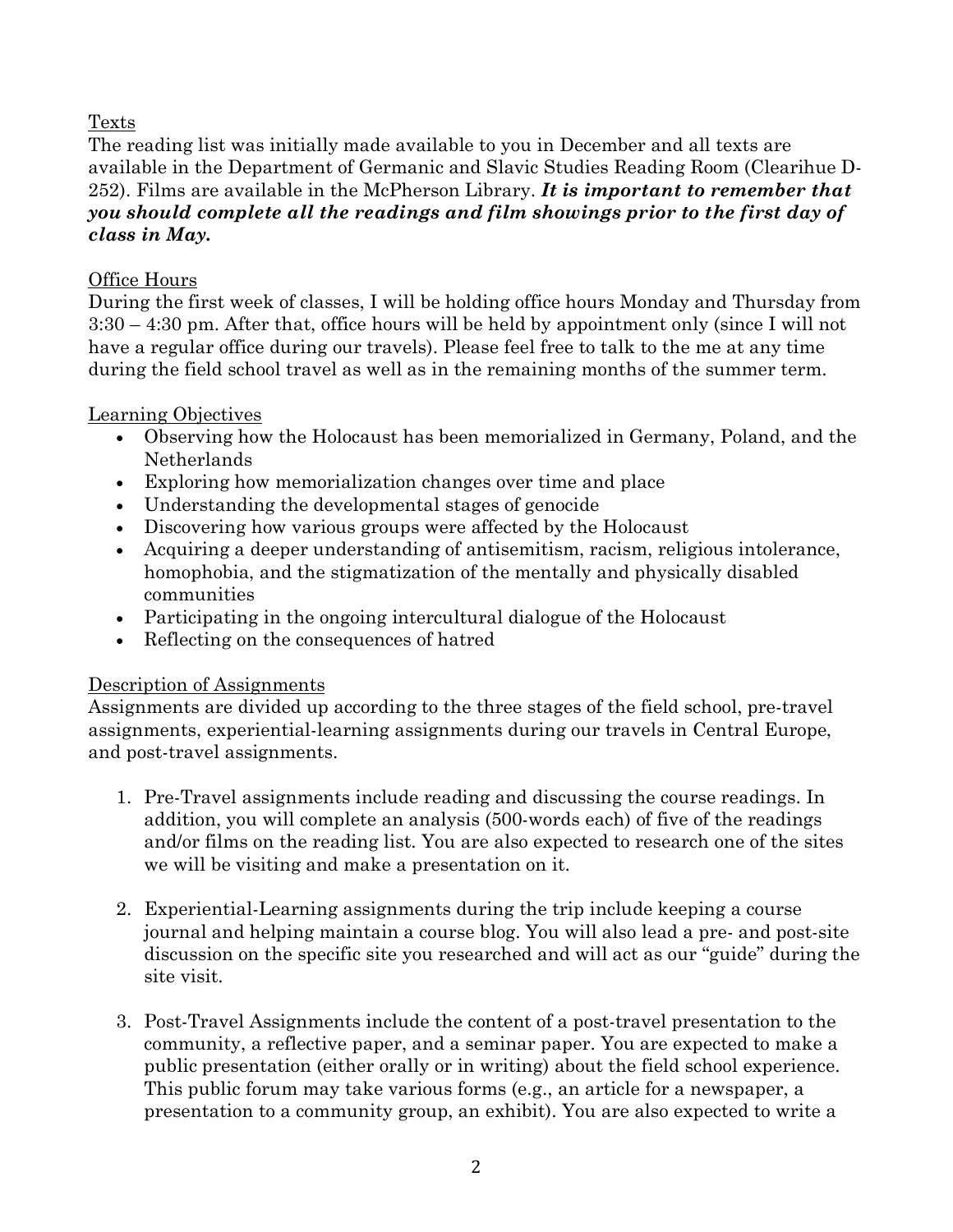## Texts

The reading list was initially made available to you in December and all texts are available in the Department of Germanic and Slavic Studies Reading Room (Clearihue D-252). Films are available in the McPherson Library. ***It is important to remember that you should complete all the readings and film showings prior to the first day of class in May.***

## Office Hours

During the first week of classes, I will be holding office hours Monday and Thursday from 3:30 – 4:30 pm. After that, office hours will be held by appointment only (since I will not have a regular office during our travels). Please feel free to talk to the me at any time during the field school travel as well as in the remaining months of the summer term.

## Learning Objectives

- Observing how the Holocaust has been memorialized in Germany, Poland, and the Netherlands
- Exploring how memorialization changes over time and place
- Understanding the developmental stages of genocide
- Discovering how various groups were affected by the Holocaust
- Acquiring a deeper understanding of antisemitism, racism, religious intolerance, homophobia, and the stigmatization of the mentally and physically disabled communities
- Participating in the ongoing intercultural dialogue of the Holocaust
- Reflecting on the consequences of hatred

## Description of Assignments

Assignments are divided up according to the three stages of the field school, pre-travel assignments, experiential-learning assignments during our travels in Central Europe, and post-travel assignments.

1. Pre-Travel assignments include reading and discussing the course readings. In addition, you will complete an analysis (500-words each) of five of the readings and/or films on the reading list. You are also expected to research one of the sites we will be visiting and make a presentation on it.

2. Experiential-Learning assignments during the trip include keeping a course journal and helping maintain a course blog. You will also lead a pre- and post-site discussion on the specific site you researched and will act as our "guide" during the site visit.

3. Post-Travel Assignments include the content of a post-travel presentation to the community, a reflective paper, and a seminar paper. You are expected to make a public presentation (either orally or in writing) about the field school experience. This public forum may take various forms (e.g., an article for a newspaper, a presentation to a community group, an exhibit). You are also expected to write a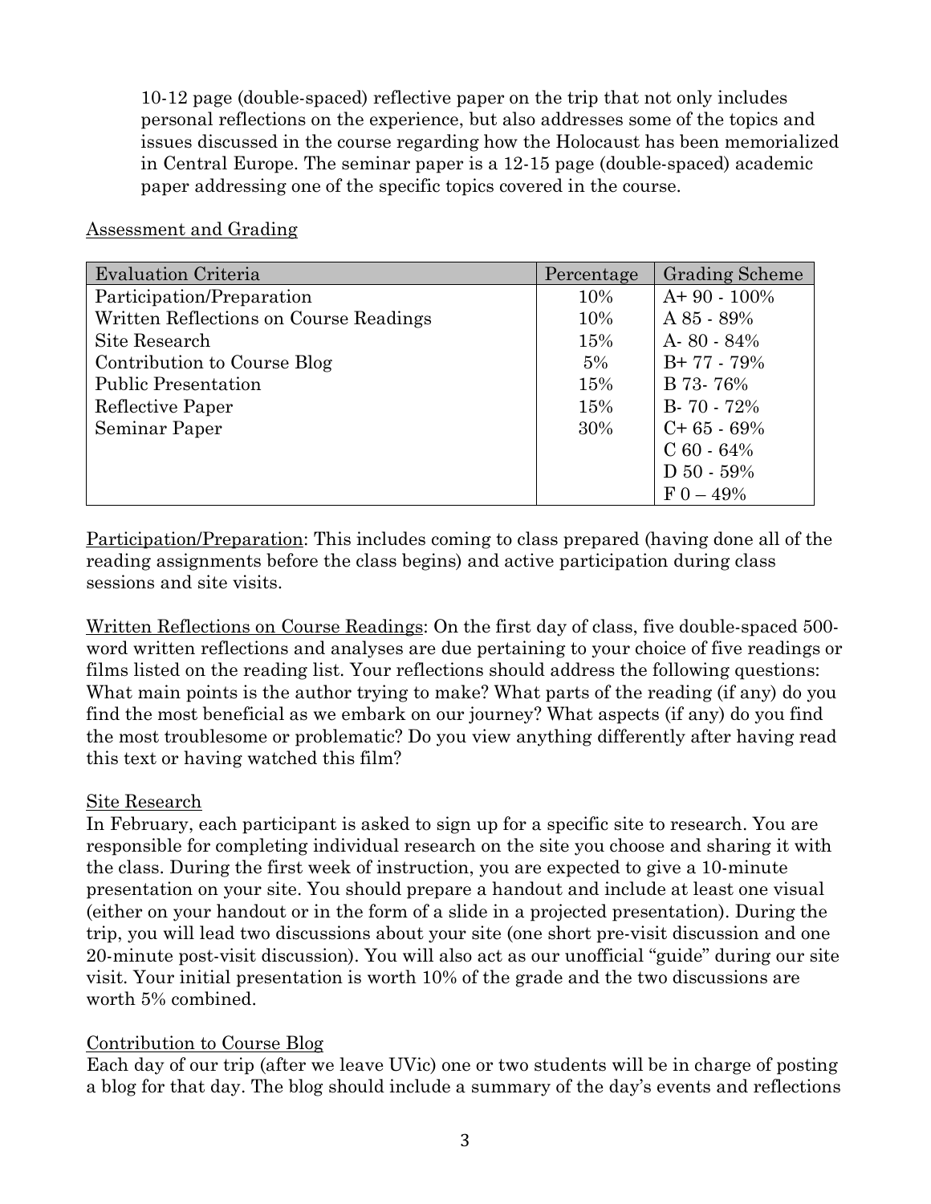10-12 page (double-spaced) reflective paper on the trip that not only includes personal reflections on the experience, but also addresses some of the topics and issues discussed in the course regarding how the Holocaust has been memorialized in Central Europe. The seminar paper is a 12-15 page (double-spaced) academic paper addressing one of the specific topics covered in the course.

Assessment and Grading

| Evaluation Criteria | Percentage | Grading Scheme |
|---|---|---|
| Participation/Preparation | 10% | A+ 90 - 100% |
| Written Reflections on Course Readings | 10% | A 85 - 89% |
| Site Research | 15% | A- 80 - 84% |
| Contribution to Course Blog | 5% | B+ 77 - 79% |
| Public Presentation | 15% | B 73- 76% |
| Reflective Paper | 15% | B- 70 - 72% |
| Seminar Paper | 30% | C+ 65 - 69% |
| | | C 60 - 64% |
| | | D 50 - 59% |
| | | F 0 – 49% |

Participation/Preparation: This includes coming to class prepared (having done all of the reading assignments before the class begins) and active participation during class sessions and site visits.

Written Reflections on Course Readings: On the first day of class, five double-spaced 500-word written reflections and analyses are due pertaining to your choice of five readings or films listed on the reading list. Your reflections should address the following questions: What main points is the author trying to make? What parts of the reading (if any) do you find the most beneficial as we embark on our journey? What aspects (if any) do you find the most troublesome or problematic? Do you view anything differently after having read this text or having watched this film?

Site Research

In February, each participant is asked to sign up for a specific site to research. You are responsible for completing individual research on the site you choose and sharing it with the class. During the first week of instruction, you are expected to give a 10-minute presentation on your site. You should prepare a handout and include at least one visual (either on your handout or in the form of a slide in a projected presentation). During the trip, you will lead two discussions about your site (one short pre-visit discussion and one 20-minute post-visit discussion). You will also act as our unofficial "guide" during our site visit. Your initial presentation is worth 10% of the grade and the two discussions are worth 5% combined.

Contribution to Course Blog

Each day of our trip (after we leave UVic) one or two students will be in charge of posting a blog for that day. The blog should include a summary of the day's events and reflections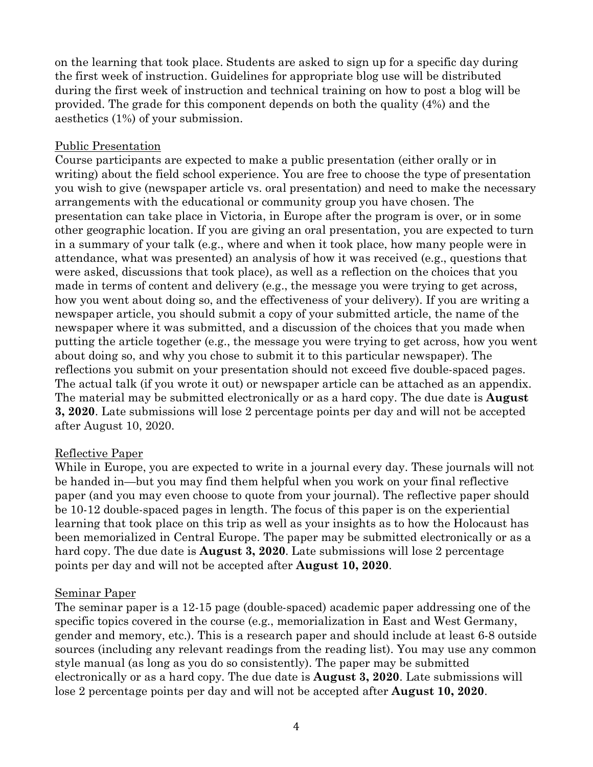on the learning that took place. Students are asked to sign up for a specific day during the first week of instruction. Guidelines for appropriate blog use will be distributed during the first week of instruction and technical training on how to post a blog will be provided. The grade for this component depends on both the quality (4%) and the aesthetics (1%) of your submission.

Public Presentation

Course participants are expected to make a public presentation (either orally or in writing) about the field school experience. You are free to choose the type of presentation you wish to give (newspaper article vs. oral presentation) and need to make the necessary arrangements with the educational or community group you have chosen. The presentation can take place in Victoria, in Europe after the program is over, or in some other geographic location. If you are giving an oral presentation, you are expected to turn in a summary of your talk (e.g., where and when it took place, how many people were in attendance, what was presented) an analysis of how it was received (e.g., questions that were asked, discussions that took place), as well as a reflection on the choices that you made in terms of content and delivery (e.g., the message you were trying to get across, how you went about doing so, and the effectiveness of your delivery). If you are writing a newspaper article, you should submit a copy of your submitted article, the name of the newspaper where it was submitted, and a discussion of the choices that you made when putting the article together (e.g., the message you were trying to get across, how you went about doing so, and why you chose to submit it to this particular newspaper). The reflections you submit on your presentation should not exceed five double-spaced pages. The actual talk (if you wrote it out) or newspaper article can be attached as an appendix. The material may be submitted electronically or as a hard copy. The due date is **August 3, 2020**. Late submissions will lose 2 percentage points per day and will not be accepted after August 10, 2020.

Reflective Paper

While in Europe, you are expected to write in a journal every day. These journals will not be handed in—but you may find them helpful when you work on your final reflective paper (and you may even choose to quote from your journal). The reflective paper should be 10-12 double-spaced pages in length. The focus of this paper is on the experiential learning that took place on this trip as well as your insights as to how the Holocaust has been memorialized in Central Europe. The paper may be submitted electronically or as a hard copy. The due date is **August 3, 2020**. Late submissions will lose 2 percentage points per day and will not be accepted after **August 10, 2020**.

Seminar Paper

The seminar paper is a 12-15 page (double-spaced) academic paper addressing one of the specific topics covered in the course (e.g., memorialization in East and West Germany, gender and memory, etc.). This is a research paper and should include at least 6-8 outside sources (including any relevant readings from the reading list). You may use any common style manual (as long as you do so consistently). The paper may be submitted electronically or as a hard copy. The due date is **August 3, 2020**. Late submissions will lose 2 percentage points per day and will not be accepted after **August 10, 2020**.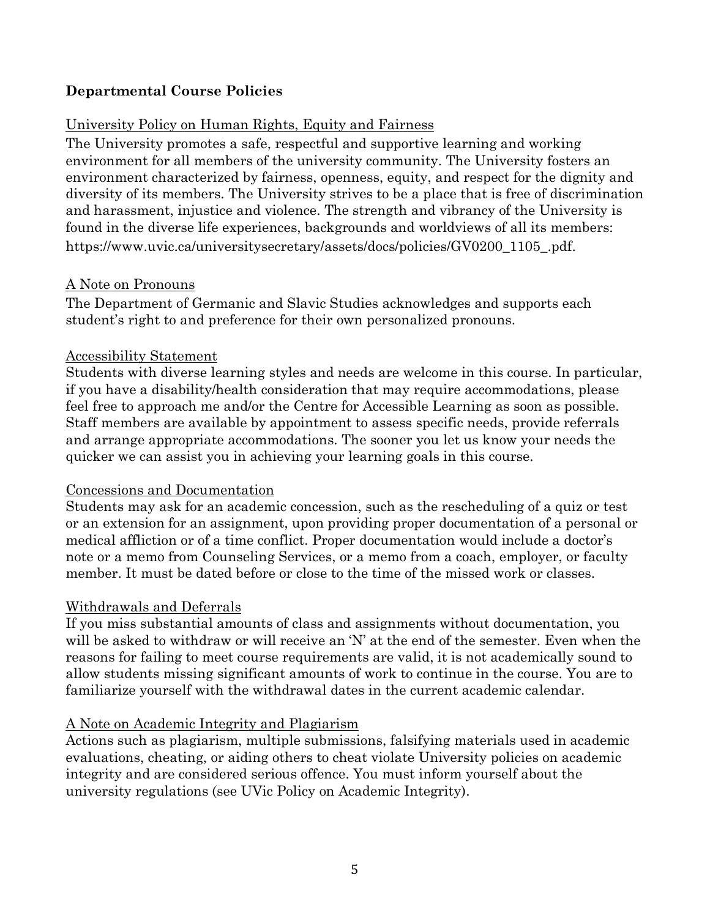## Departmental Course Policies

### University Policy on Human Rights, Equity and Fairness

The University promotes a safe, respectful and supportive learning and working environment for all members of the university community. The University fosters an environment characterized by fairness, openness, equity, and respect for the dignity and diversity of its members. The University strives to be a place that is free of discrimination and harassment, injustice and violence. The strength and vibrancy of the University is found in the diverse life experiences, backgrounds and worldviews of all its members: https://www.uvic.ca/universitysecretary/assets/docs/policies/GV0200_1105_.pdf.

### A Note on Pronouns

The Department of Germanic and Slavic Studies acknowledges and supports each student's right to and preference for their own personalized pronouns.

### Accessibility Statement

Students with diverse learning styles and needs are welcome in this course. In particular, if you have a disability/health consideration that may require accommodations, please feel free to approach me and/or the Centre for Accessible Learning as soon as possible. Staff members are available by appointment to assess specific needs, provide referrals and arrange appropriate accommodations. The sooner you let us know your needs the quicker we can assist you in achieving your learning goals in this course.

### Concessions and Documentation

Students may ask for an academic concession, such as the rescheduling of a quiz or test or an extension for an assignment, upon providing proper documentation of a personal or medical affliction or of a time conflict. Proper documentation would include a doctor's note or a memo from Counseling Services, or a memo from a coach, employer, or faculty member. It must be dated before or close to the time of the missed work or classes.

### Withdrawals and Deferrals

If you miss substantial amounts of class and assignments without documentation, you will be asked to withdraw or will receive an 'N' at the end of the semester. Even when the reasons for failing to meet course requirements are valid, it is not academically sound to allow students missing significant amounts of work to continue in the course. You are to familiarize yourself with the withdrawal dates in the current academic calendar.

### A Note on Academic Integrity and Plagiarism

Actions such as plagiarism, multiple submissions, falsifying materials used in academic evaluations, cheating, or aiding others to cheat violate University policies on academic integrity and are considered serious offence. You must inform yourself about the university regulations (see UVic Policy on Academic Integrity).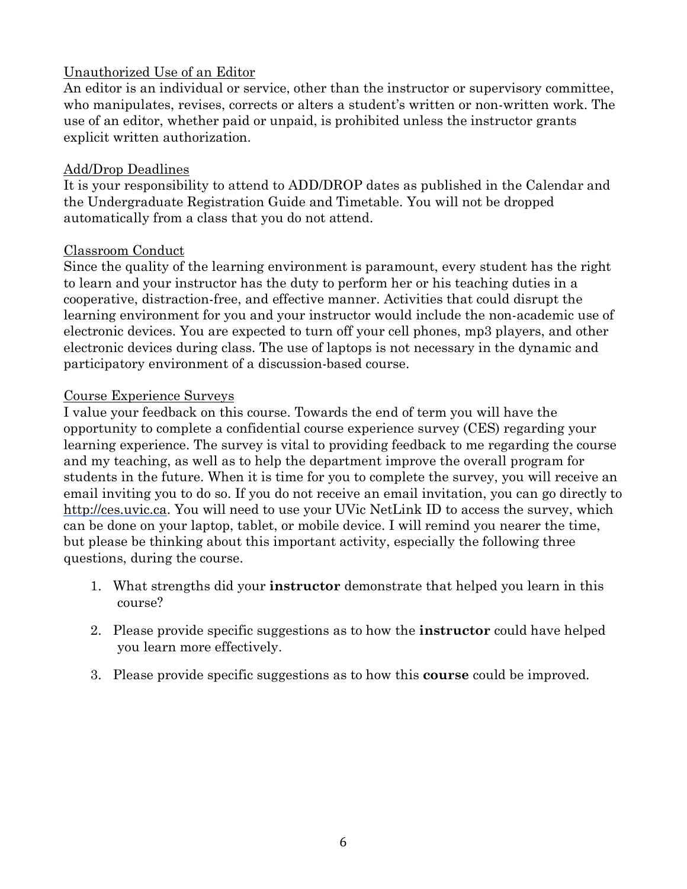### Unauthorized Use of an Editor

An editor is an individual or service, other than the instructor or supervisory committee, who manipulates, revises, corrects or alters a student's written or non-written work. The use of an editor, whether paid or unpaid, is prohibited unless the instructor grants explicit written authorization.

### Add/Drop Deadlines

It is your responsibility to attend to ADD/DROP dates as published in the Calendar and the Undergraduate Registration Guide and Timetable. You will not be dropped automatically from a class that you do not attend.

### Classroom Conduct

Since the quality of the learning environment is paramount, every student has the right to learn and your instructor has the duty to perform her or his teaching duties in a cooperative, distraction-free, and effective manner. Activities that could disrupt the learning environment for you and your instructor would include the non-academic use of electronic devices. You are expected to turn off your cell phones, mp3 players, and other electronic devices during class. The use of laptops is not necessary in the dynamic and participatory environment of a discussion-based course.

### Course Experience Surveys

I value your feedback on this course. Towards the end of term you will have the opportunity to complete a confidential course experience survey (CES) regarding your learning experience. The survey is vital to providing feedback to me regarding the course and my teaching, as well as to help the department improve the overall program for students in the future. When it is time for you to complete the survey, you will receive an email inviting you to do so. If you do not receive an email invitation, you can go directly to http://ces.uvic.ca. You will need to use your UVic NetLink ID to access the survey, which can be done on your laptop, tablet, or mobile device. I will remind you nearer the time, but please be thinking about this important activity, especially the following three questions, during the course.

1. What strengths did your **instructor** demonstrate that helped you learn in this course?
2. Please provide specific suggestions as to how the **instructor** could have helped you learn more effectively.
3. Please provide specific suggestions as to how this **course** could be improved.